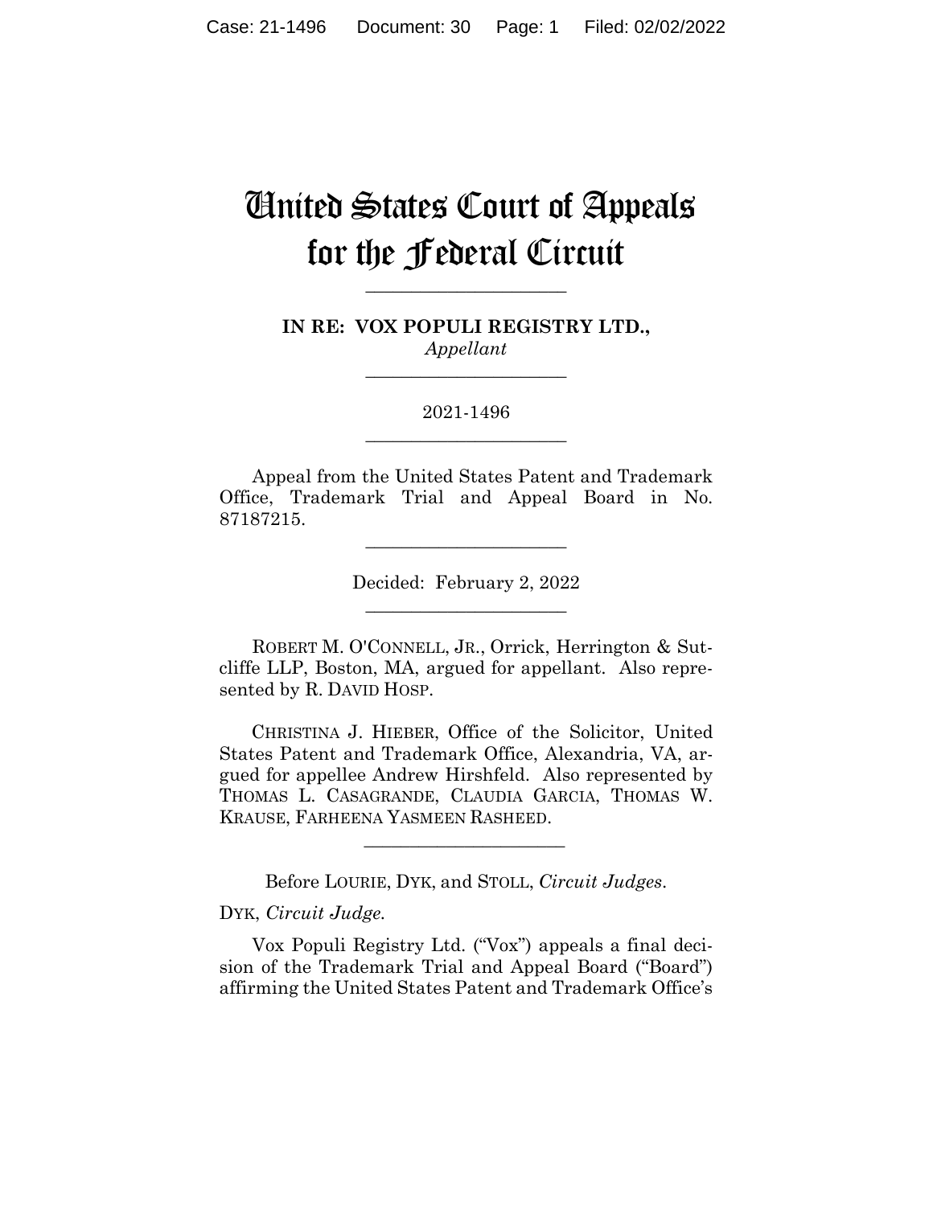# United States Court of Appeals for the Federal Circuit

______________________

**IN RE: VOX POPULI REGISTRY LTD.,**
*Appellant*

______________________

2021-1496

______________________

Appeal from the United States Patent and Trademark Office, Trademark Trial and Appeal Board in No. 87187215.

______________________

Decided: February 2, 2022

______________________

ROBERT M. O'CONNELL, JR., Orrick, Herrington & Sutcliffe LLP, Boston, MA, argued for appellant. Also represented by R. DAVID HOSP.

CHRISTINA J. HIEBER, Office of the Solicitor, United States Patent and Trademark Office, Alexandria, VA, argued for appellee Andrew Hirshfeld. Also represented by THOMAS L. CASAGRANDE, CLAUDIA GARCIA, THOMAS W. KRAUSE, FARHEENA YASMEEN RASHEED.

______________________

Before LOURIE, DYK, and STOLL, *Circuit Judges*.

DYK, *Circuit Judge*.

Vox Populi Registry Ltd. ("Vox") appeals a final decision of the Trademark Trial and Appeal Board ("Board") affirming the United States Patent and Trademark Office's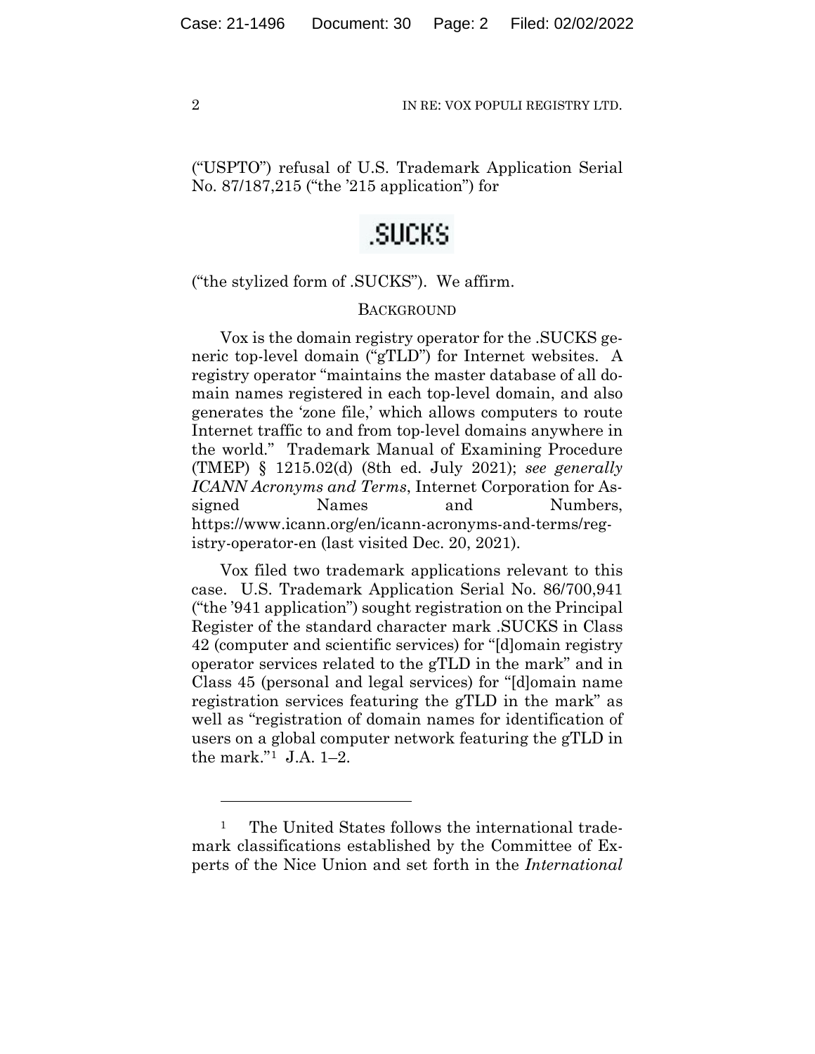("USPTO") refusal of U.S. Trademark Application Serial No. 87/187,215 ("the '215 application") for

.SUCKS

("the stylized form of .SUCKS"). We affirm.

## BACKGROUND

Vox is the domain registry operator for the .SUCKS generic top-level domain ("gTLD") for Internet websites. A registry operator "maintains the master database of all domain names registered in each top-level domain, and also generates the 'zone file,' which allows computers to route Internet traffic to and from top-level domains anywhere in the world." Trademark Manual of Examining Procedure (TMEP) § 1215.02(d) (8th ed. July 2021); *see generally ICANN Acronyms and Terms*, Internet Corporation for Assigned Names and Numbers, https://www.icann.org/en/icann-acronyms-and-terms/registry-operator-en (last visited Dec. 20, 2021).

Vox filed two trademark applications relevant to this case. U.S. Trademark Application Serial No. 86/700,941 ("the '941 application") sought registration on the Principal Register of the standard character mark .SUCKS in Class 42 (computer and scientific services) for "[d]omain registry operator services related to the gTLD in the mark" and in Class 45 (personal and legal services) for "[d]omain name registration services featuring the gTLD in the mark" as well as "registration of domain names for identification of users on a global computer network featuring the gTLD in the mark."[1] J.A. 1–2.

---

[1] The United States follows the international trademark classifications established by the Committee of Experts of the Nice Union and set forth in the *International*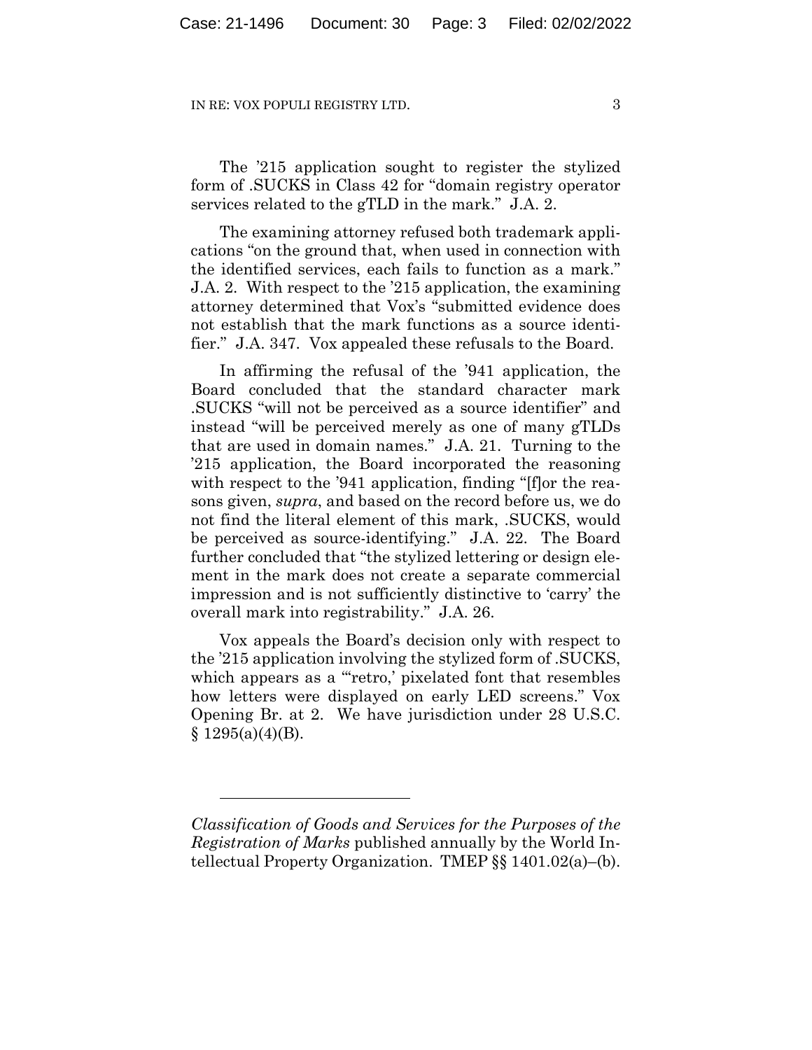The '215 application sought to register the stylized form of .SUCKS in Class 42 for "domain registry operator services related to the gTLD in the mark." J.A. 2.

The examining attorney refused both trademark applications "on the ground that, when used in connection with the identified services, each fails to function as a mark." J.A. 2. With respect to the '215 application, the examining attorney determined that Vox's "submitted evidence does not establish that the mark functions as a source identifier." J.A. 347. Vox appealed these refusals to the Board.

In affirming the refusal of the '941 application, the Board concluded that the standard character mark .SUCKS "will not be perceived as a source identifier" and instead "will be perceived merely as one of many gTLDs that are used in domain names." J.A. 21. Turning to the '215 application, the Board incorporated the reasoning with respect to the '941 application, finding "[f]or the reasons given, *supra*, and based on the record before us, we do not find the literal element of this mark, .SUCKS, would be perceived as source-identifying." J.A. 22. The Board further concluded that "the stylized lettering or design element in the mark does not create a separate commercial impression and is not sufficiently distinctive to 'carry' the overall mark into registrability." J.A. 26.

Vox appeals the Board's decision only with respect to the '215 application involving the stylized form of .SUCKS, which appears as a "'retro,' pixelated font that resembles how letters were displayed on early LED screens." Vox Opening Br. at 2. We have jurisdiction under 28 U.S.C. § 1295(a)(4)(B).

---

*Classification of Goods and Services for the Purposes of the Registration of Marks* published annually by the World Intellectual Property Organization. TMEP §§ 1401.02(a)–(b).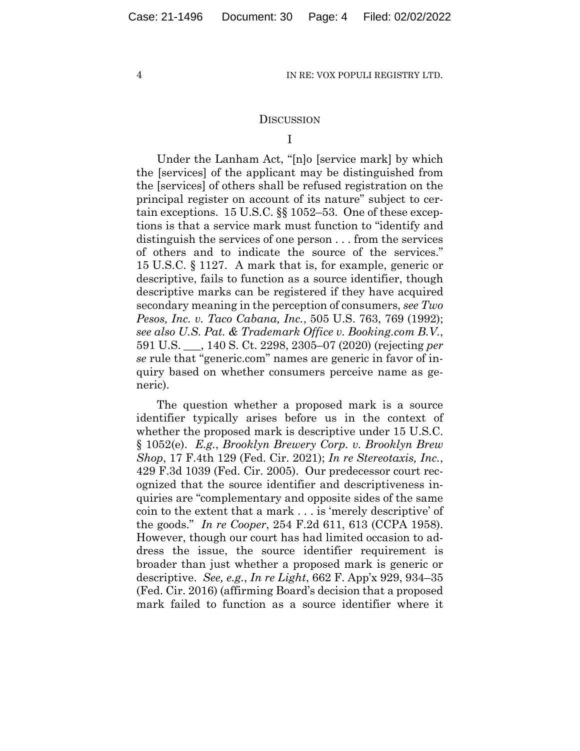## DISCUSSION

### I

Under the Lanham Act, "[n]o [service mark] by which the [services] of the applicant may be distinguished from the [services] of others shall be refused registration on the principal register on account of its nature" subject to certain exceptions. 15 U.S.C. §§ 1052–53. One of these exceptions is that a service mark must function to "identify and distinguish the services of one person . . . from the services of others and to indicate the source of the services." 15 U.S.C. § 1127. A mark that is, for example, generic or descriptive, fails to function as a source identifier, though descriptive marks can be registered if they have acquired secondary meaning in the perception of consumers, *see Two Pesos, Inc. v. Taco Cabana, Inc.*, 505 U.S. 763, 769 (1992); *see also U.S. Pat. & Trademark Office v. Booking.com B.V.*, 591 U.S. ___, 140 S. Ct. 2298, 2305–07 (2020) (rejecting *per se* rule that "generic.com" names are generic in favor of inquiry based on whether consumers perceive name as generic).

The question whether a proposed mark is a source identifier typically arises before us in the context of whether the proposed mark is descriptive under 15 U.S.C. § 1052(e). *E.g.*, *Brooklyn Brewery Corp. v. Brooklyn Brew Shop*, 17 F.4th 129 (Fed. Cir. 2021); *In re Stereotaxis, Inc.*, 429 F.3d 1039 (Fed. Cir. 2005). Our predecessor court recognized that the source identifier and descriptiveness inquiries are "complementary and opposite sides of the same coin to the extent that a mark . . . is 'merely descriptive' of the goods." *In re Cooper*, 254 F.2d 611, 613 (CCPA 1958). However, though our court has had limited occasion to address the issue, the source identifier requirement is broader than just whether a proposed mark is generic or descriptive. *See, e.g.*, *In re Light*, 662 F. App'x 929, 934–35 (Fed. Cir. 2016) (affirming Board's decision that a proposed mark failed to function as a source identifier where it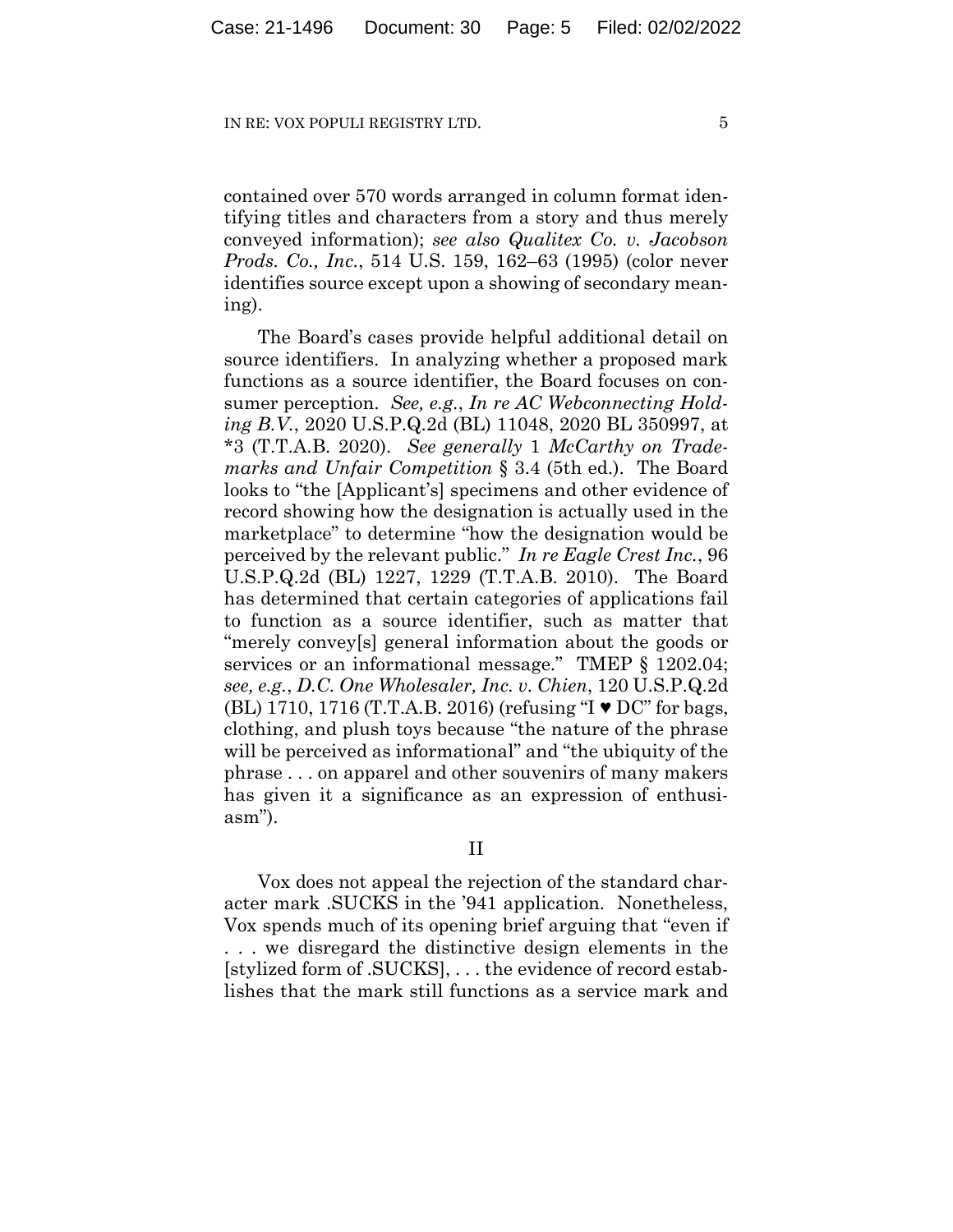contained over 570 words arranged in column format identifying titles and characters from a story and thus merely conveyed information); *see also Qualitex Co. v. Jacobson Prods. Co., Inc.*, 514 U.S. 159, 162–63 (1995) (color never identifies source except upon a showing of secondary meaning).

The Board's cases provide helpful additional detail on source identifiers. In analyzing whether a proposed mark functions as a source identifier, the Board focuses on consumer perception. *See, e.g.*, *In re AC Webconnecting Holding B.V.*, 2020 U.S.P.Q.2d (BL) 11048, 2020 BL 350997, at *3 (T.T.A.B. 2020). *See generally* 1 *McCarthy on Trademarks and Unfair Competition* § 3.4 (5th ed.). The Board looks to "the [Applicant's] specimens and other evidence of record showing how the designation is actually used in the marketplace" to determine "how the designation would be perceived by the relevant public." *In re Eagle Crest Inc.*, 96 U.S.P.Q.2d (BL) 1227, 1229 (T.T.A.B. 2010). The Board has determined that certain categories of applications fail to function as a source identifier, such as matter that "merely convey[s] general information about the goods or services or an informational message." TMEP § 1202.04; *see, e.g.*, *D.C. One Wholesaler, Inc. v. Chien*, 120 U.S.P.Q.2d (BL) 1710, 1716 (T.T.A.B. 2016) (refusing "I ♥ DC" for bags, clothing, and plush toys because "the nature of the phrase will be perceived as informational" and "the ubiquity of the phrase . . . on apparel and other souvenirs of many makers has given it a significance as an expression of enthusiasm").

## II

Vox does not appeal the rejection of the standard character mark .SUCKS in the '941 application. Nonetheless, Vox spends much of its opening brief arguing that "even if . . . we disregard the distinctive design elements in the [stylized form of .SUCKS], . . . the evidence of record establishes that the mark still functions as a service mark and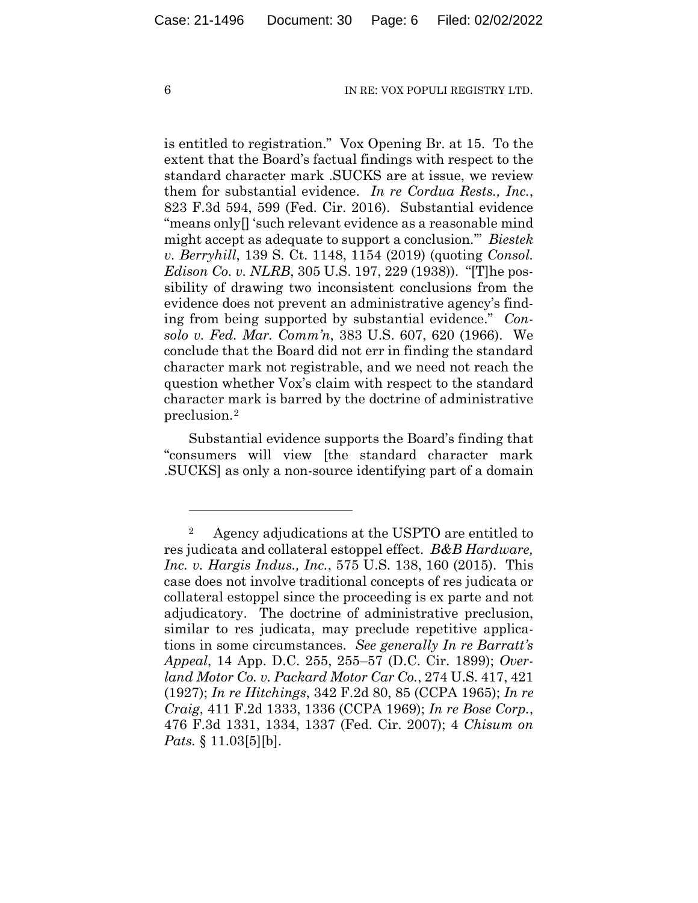is entitled to registration." Vox Opening Br. at 15. To the extent that the Board's factual findings with respect to the standard character mark .SUCKS are at issue, we review them for substantial evidence. *In re Cordua Rests., Inc.*, 823 F.3d 594, 599 (Fed. Cir. 2016). Substantial evidence "means only[] 'such relevant evidence as a reasonable mind might accept as adequate to support a conclusion.'" *Biestek v. Berryhill*, 139 S. Ct. 1148, 1154 (2019) (quoting *Consol. Edison Co. v. NLRB*, 305 U.S. 197, 229 (1938)). "[T]he possibility of drawing two inconsistent conclusions from the evidence does not prevent an administrative agency's finding from being supported by substantial evidence." *Consolo v. Fed. Mar. Comm'n*, 383 U.S. 607, 620 (1966). We conclude that the Board did not err in finding the standard character mark not registrable, and we need not reach the question whether Vox's claim with respect to the standard character mark is barred by the doctrine of administrative preclusion.[2]

Substantial evidence supports the Board's finding that "consumers will view [the standard character mark .SUCKS] as only a non-source identifying part of a domain

---

[2] Agency adjudications at the USPTO are entitled to res judicata and collateral estoppel effect. *B&B Hardware, Inc. v. Hargis Indus., Inc.*, 575 U.S. 138, 160 (2015). This case does not involve traditional concepts of res judicata or collateral estoppel since the proceeding is ex parte and not adjudicatory. The doctrine of administrative preclusion, similar to res judicata, may preclude repetitive applications in some circumstances. *See generally In re Barratt's Appeal*, 14 App. D.C. 255, 255–57 (D.C. Cir. 1899); *Overland Motor Co. v. Packard Motor Car Co.*, 274 U.S. 417, 421 (1927); *In re Hitchings*, 342 F.2d 80, 85 (CCPA 1965); *In re Craig*, 411 F.2d 1333, 1336 (CCPA 1969); *In re Bose Corp.*, 476 F.3d 1331, 1334, 1337 (Fed. Cir. 2007); 4 *Chisum on Pats.* § 11.03[5][b].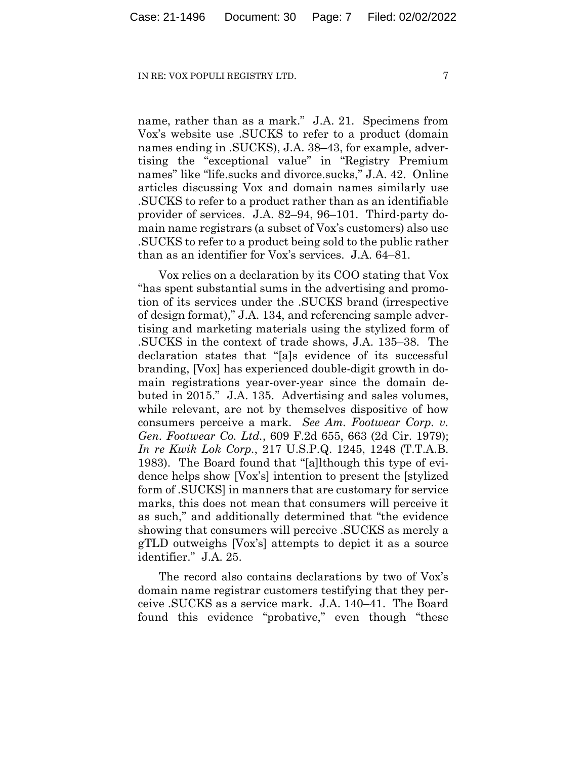name, rather than as a mark." J.A. 21. Specimens from Vox's website use .SUCKS to refer to a product (domain names ending in .SUCKS), J.A. 38–43, for example, advertising the "exceptional value" in "Registry Premium names" like "life.sucks and divorce.sucks," J.A. 42. Online articles discussing Vox and domain names similarly use .SUCKS to refer to a product rather than as an identifiable provider of services. J.A. 82–94, 96–101. Third-party domain name registrars (a subset of Vox's customers) also use .SUCKS to refer to a product being sold to the public rather than as an identifier for Vox's services. J.A. 64–81.

Vox relies on a declaration by its COO stating that Vox "has spent substantial sums in the advertising and promotion of its services under the .SUCKS brand (irrespective of design format)," J.A. 134, and referencing sample advertising and marketing materials using the stylized form of .SUCKS in the context of trade shows, J.A. 135–38. The declaration states that "[a]s evidence of its successful branding, [Vox] has experienced double-digit growth in domain registrations year-over-year since the domain debuted in 2015." J.A. 135. Advertising and sales volumes, while relevant, are not by themselves dispositive of how consumers perceive a mark. *See Am. Footwear Corp. v. Gen. Footwear Co. Ltd.*, 609 F.2d 655, 663 (2d Cir. 1979); *In re Kwik Lok Corp.*, 217 U.S.P.Q. 1245, 1248 (T.T.A.B. 1983). The Board found that "[a]lthough this type of evidence helps show [Vox's] intention to present the [stylized form of .SUCKS] in manners that are customary for service marks, this does not mean that consumers will perceive it as such," and additionally determined that "the evidence showing that consumers will perceive .SUCKS as merely a gTLD outweighs [Vox's] attempts to depict it as a source identifier." J.A. 25.

The record also contains declarations by two of Vox's domain name registrar customers testifying that they perceive .SUCKS as a service mark. J.A. 140–41. The Board found this evidence "probative," even though "these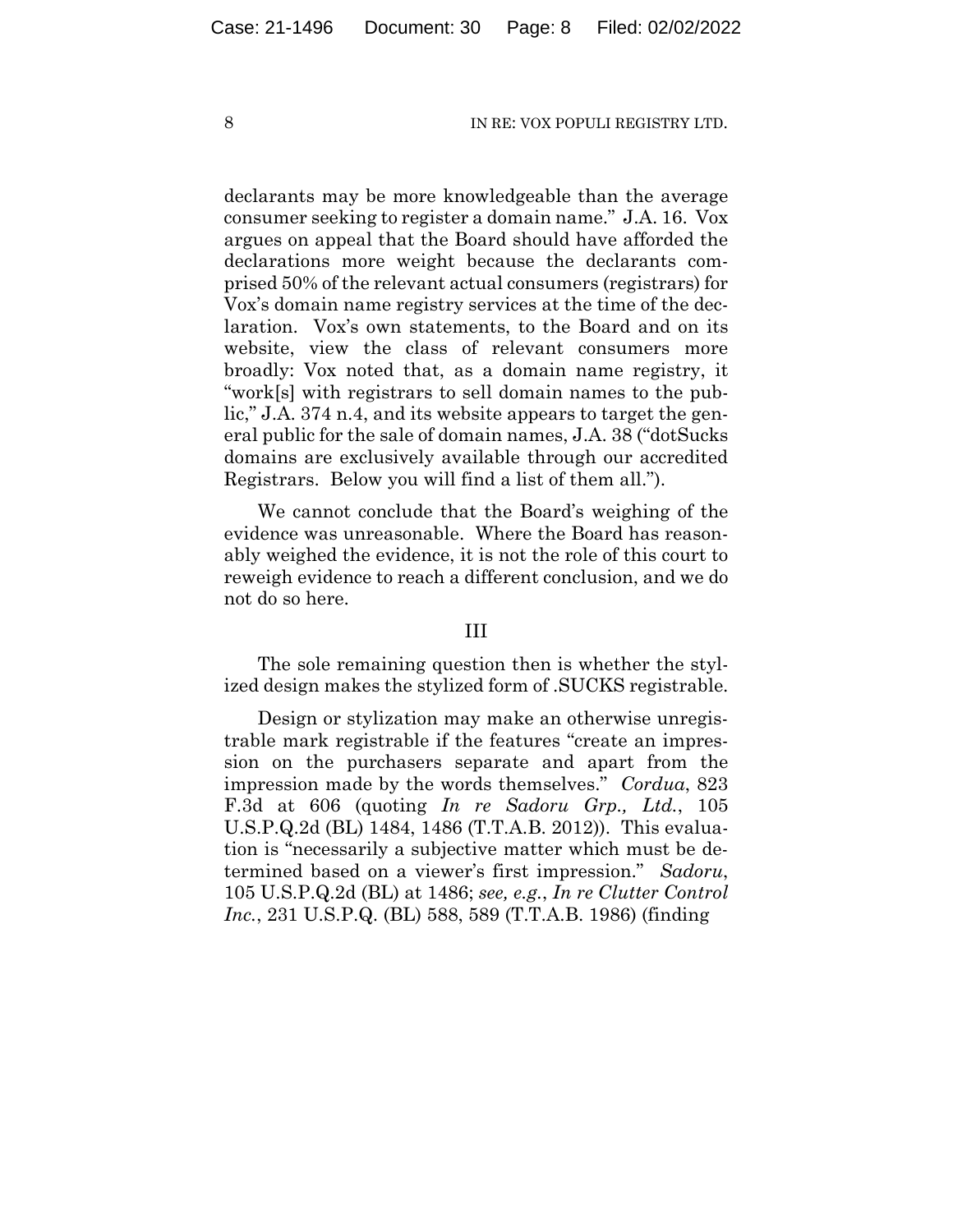declarants may be more knowledgeable than the average consumer seeking to register a domain name." J.A. 16. Vox argues on appeal that the Board should have afforded the declarations more weight because the declarants comprised 50% of the relevant actual consumers (registrars) for Vox's domain name registry services at the time of the declaration. Vox's own statements, to the Board and on its website, view the class of relevant consumers more broadly: Vox noted that, as a domain name registry, it "work[s] with registrars to sell domain names to the public," J.A. 374 n.4, and its website appears to target the general public for the sale of domain names, J.A. 38 ("dotSucks domains are exclusively available through our accredited Registrars. Below you will find a list of them all.").

We cannot conclude that the Board's weighing of the evidence was unreasonable. Where the Board has reasonably weighed the evidence, it is not the role of this court to reweigh evidence to reach a different conclusion, and we do not do so here.

## III

The sole remaining question then is whether the stylized design makes the stylized form of .SUCKS registrable.

Design or stylization may make an otherwise unregistrable mark registrable if the features "create an impression on the purchasers separate and apart from the impression made by the words themselves." *Cordua*, 823 F.3d at 606 (quoting *In re Sadoru Grp., Ltd.*, 105 U.S.P.Q.2d (BL) 1484, 1486 (T.T.A.B. 2012)). This evaluation is "necessarily a subjective matter which must be determined based on a viewer's first impression." *Sadoru*, 105 U.S.P.Q.2d (BL) at 1486; *see, e.g.*, *In re Clutter Control Inc.*, 231 U.S.P.Q. (BL) 588, 589 (T.T.A.B. 1986) (finding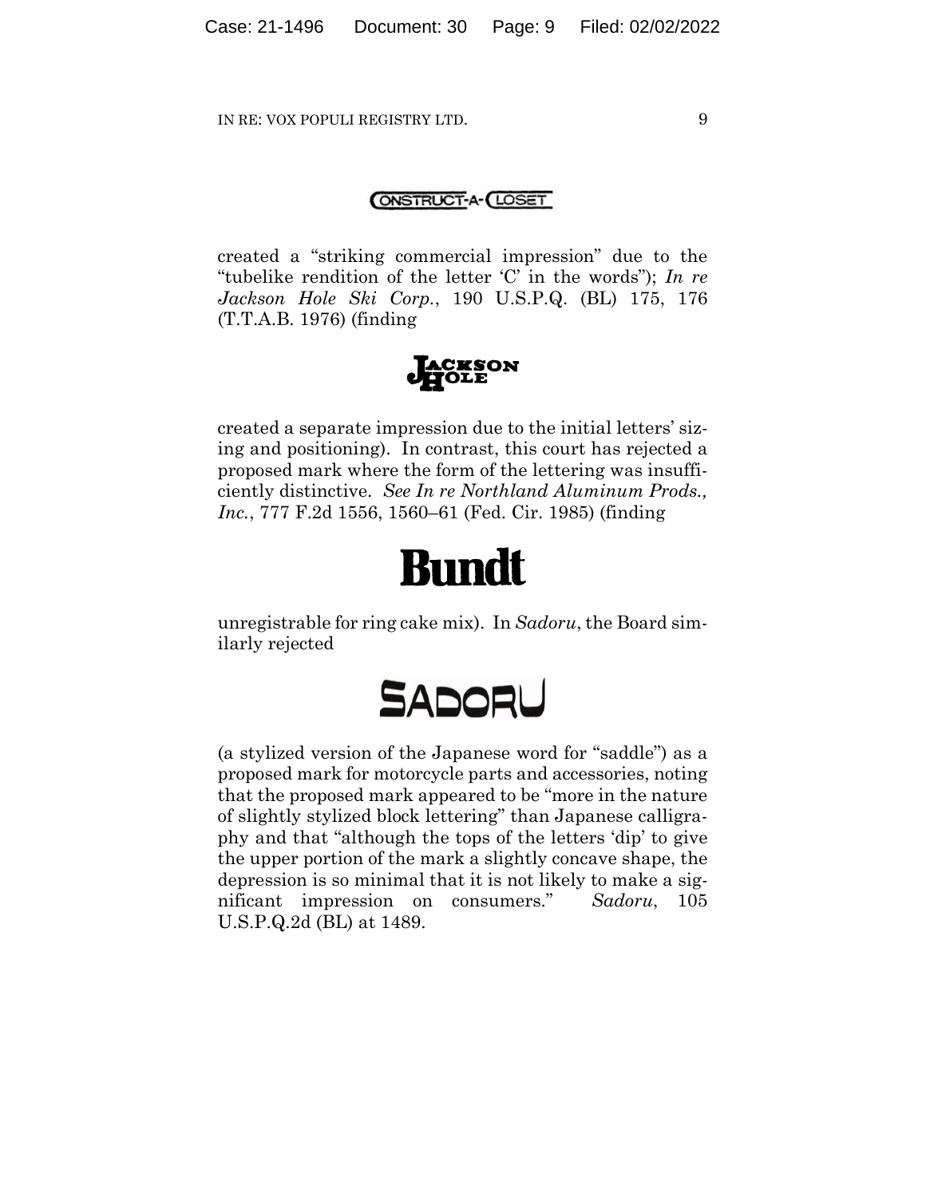CONSTRUCT-A-CLOSET

created a "striking commercial impression" due to the "tubelike rendition of the letter 'C' in the words"); *In re Jackson Hole Ski Corp.*, 190 U.S.P.Q. (BL) 175, 176 (T.T.A.B. 1976) (finding

JACKSON HOLE

created a separate impression due to the initial letters' sizing and positioning). In contrast, this court has rejected a proposed mark where the form of the lettering was insufficiently distinctive. *See In re Northland Aluminum Prods., Inc.*, 777 F.2d 1556, 1560–61 (Fed. Cir. 1985) (finding

**Bundt**

unregistrable for ring cake mix). In *Sadoru*, the Board similarly rejected

SADORU

(a stylized version of the Japanese word for "saddle") as a proposed mark for motorcycle parts and accessories, noting that the proposed mark appeared to be "more in the nature of slightly stylized block lettering" than Japanese calligraphy and that "although the tops of the letters 'dip' to give the upper portion of the mark a slightly concave shape, the depression is so minimal that it is not likely to make a significant impression on consumers." *Sadoru*, 105 U.S.P.Q.2d (BL) at 1489.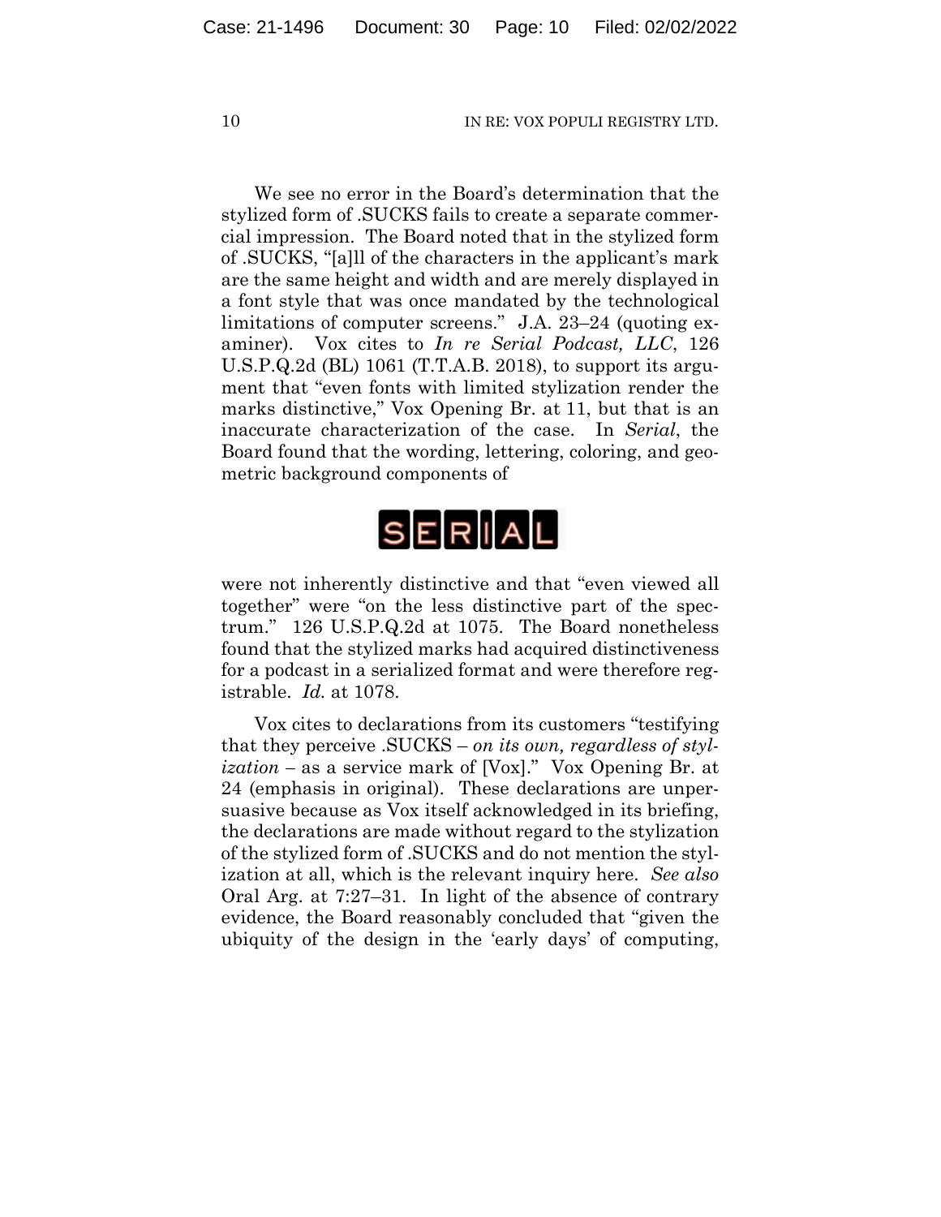We see no error in the Board's determination that the stylized form of .SUCKS fails to create a separate commercial impression. The Board noted that in the stylized form of .SUCKS, "[a]ll of the characters in the applicant's mark are the same height and width and are merely displayed in a font style that was once mandated by the technological limitations of computer screens." J.A. 23–24 (quoting examiner). Vox cites to *In re Serial Podcast, LLC*, 126 U.S.P.Q.2d (BL) 1061 (T.T.A.B. 2018), to support its argument that "even fonts with limited stylization render the marks distinctive," Vox Opening Br. at 11, but that is an inaccurate characterization of the case. In *Serial*, the Board found that the wording, lettering, coloring, and geometric background components of

SERIAL

were not inherently distinctive and that "even viewed all together" were "on the less distinctive part of the spectrum." 126 U.S.P.Q.2d at 1075. The Board nonetheless found that the stylized marks had acquired distinctiveness for a podcast in a serialized format and were therefore registrable. *Id.* at 1078.

Vox cites to declarations from its customers "testifying that they perceive .SUCKS – *on its own, regardless of stylization* – as a service mark of [Vox]." Vox Opening Br. at 24 (emphasis in original). These declarations are unpersuasive because as Vox itself acknowledged in its briefing, the declarations are made without regard to the stylization of the stylized form of .SUCKS and do not mention the stylization at all, which is the relevant inquiry here. *See also* Oral Arg. at 7:27–31. In light of the absence of contrary evidence, the Board reasonably concluded that "given the ubiquity of the design in the 'early days' of computing,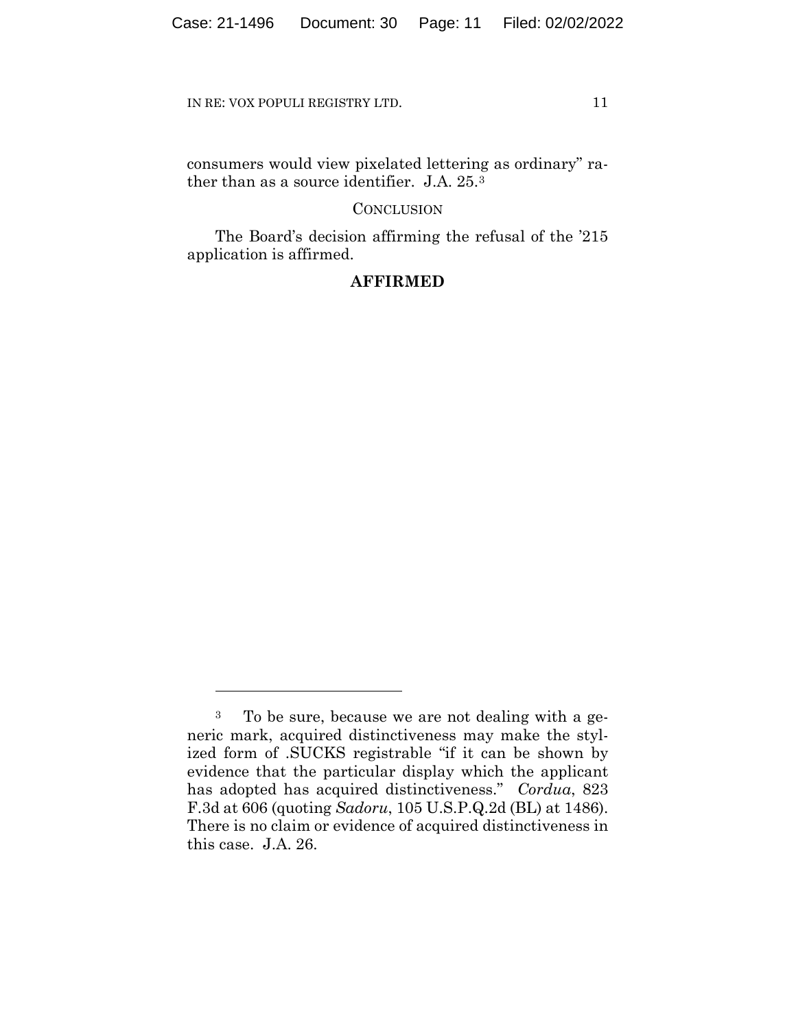consumers would view pixelated lettering as ordinary" rather than as a source identifier. J.A. 25.[3]

## CONCLUSION

The Board's decision affirming the refusal of the '215 application is affirmed.

**AFFIRMED**

---

[3] To be sure, because we are not dealing with a generic mark, acquired distinctiveness may make the stylized form of .SUCKS registrable "if it can be shown by evidence that the particular display which the applicant has adopted has acquired distinctiveness." *Cordua*, 823 F.3d at 606 (quoting *Sadoru*, 105 U.S.P.Q.2d (BL) at 1486). There is no claim or evidence of acquired distinctiveness in this case. J.A. 26.